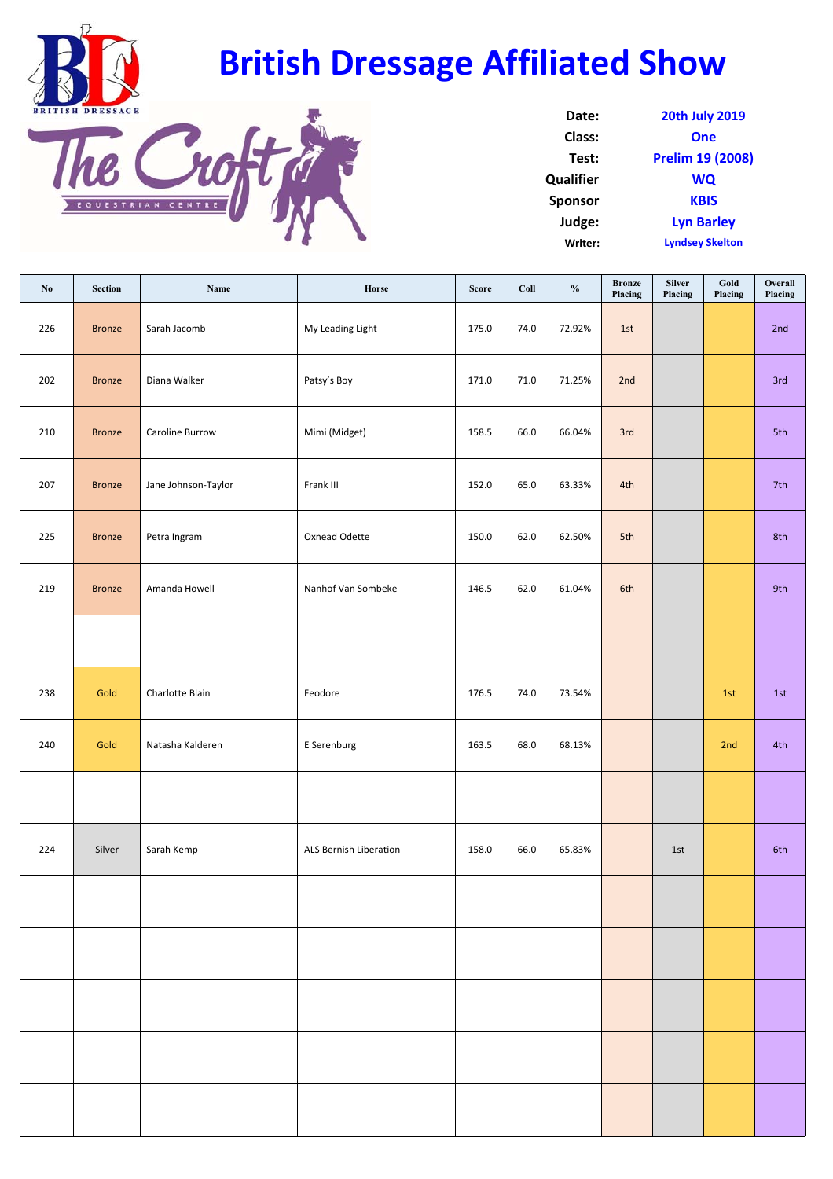# British Dressage Affiliated Show

BRITISH DRESSAGE

The Croft EQUESTRIAN CENTRE

| | |
|---|---|
| **Date:** | **20th July 2019** |
| **Class:** | **One** |
| **Test:** | **Prelim 19 (2008)** |
| **Qualifier** | **WQ** |
| **Sponsor** | **KBIS** |
| **Judge:** | **Lyn Barley** |
| **Writer:** | **Lyndsey Skelton** |

| No | Section | Name | Horse | Score | Coll | % | Bronze Placing | Silver Placing | Gold Placing | Overall Placing |
|---|---|---|---|---|---|---|---|---|---|---|
| 226 | Bronze | Sarah Jacomb | My Leading Light | 175.0 | 74.0 | 72.92% | 1st | | | 2nd |
| 202 | Bronze | Diana Walker | Patsy's Boy | 171.0 | 71.0 | 71.25% | 2nd | | | 3rd |
| 210 | Bronze | Caroline Burrow | Mimi (Midget) | 158.5 | 66.0 | 66.04% | 3rd | | | 5th |
| 207 | Bronze | Jane Johnson-Taylor | Frank III | 152.0 | 65.0 | 63.33% | 4th | | | 7th |
| 225 | Bronze | Petra Ingram | Oxnead Odette | 150.0 | 62.0 | 62.50% | 5th | | | 8th |
| 219 | Bronze | Amanda Howell | Nanhof Van Sombeke | 146.5 | 62.0 | 61.04% | 6th | | | 9th |
| | | | | | | | | | | |
| 238 | Gold | Charlotte Blain | Feodore | 176.5 | 74.0 | 73.54% | | | 1st | 1st |
| 240 | Gold | Natasha Kalderen | E Serenburg | 163.5 | 68.0 | 68.13% | | | 2nd | 4th |
| | | | | | | | | | | |
| 224 | Silver | Sarah Kemp | ALS Bernish Liberation | 158.0 | 66.0 | 65.83% | | 1st | | 6th |
| | | | | | | | | | | |
| | | | | | | | | | | |
| | | | | | | | | | | |
| | | | | | | | | | | |
| | | | | | | | | | | |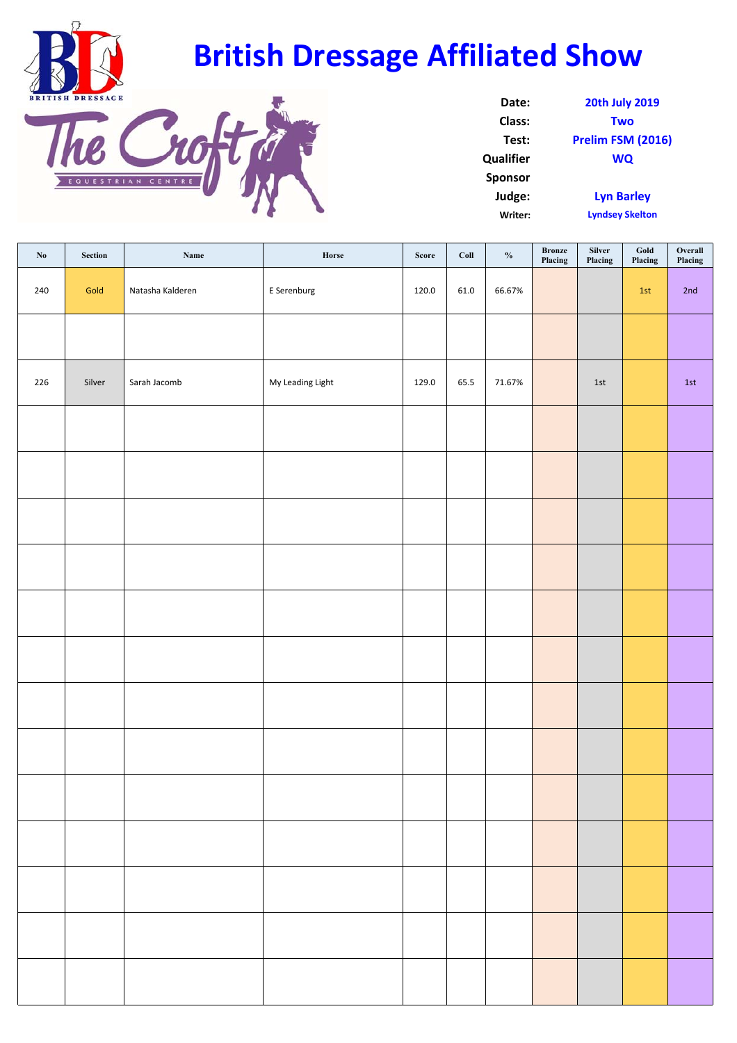# British Dressage Affiliated Show

| | |
|---|---|
| **Date:** | 20th July 2019 |
| **Class:** | Two |
| **Test:** | Prelim FSM (2016) |
| **Qualifier** | WQ |
| **Sponsor** | |
| **Judge:** | Lyn Barley |
| **Writer:** | Lyndsey Skelton |

| No | Section | Name | Horse | Score | Coll | % | Bronze Placing | Silver Placing | Gold Placing | Overall Placing |
|---|---|---|---|---|---|---|---|---|---|---|
| 240 | Gold | Natasha Kalderen | E Serenburg | 120.0 | 61.0 | 66.67% | | | 1st | 2nd |
| | | | | | | | | | | |
| 226 | Silver | Sarah Jacomb | My Leading Light | 129.0 | 65.5 | 71.67% | | 1st | | 1st |
| | | | | | | | | | | |
| | | | | | | | | | | |
| | | | | | | | | | | |
| | | | | | | | | | | |
| | | | | | | | | | | |
| | | | | | | | | | | |
| | | | | | | | | | | |
| | | | | | | | | | | |
| | | | | | | | | | | |
| | | | | | | | | | | |
| | | | | | | | | | | |
| | | | | | | | | | | |
| | | | | | | | | | | |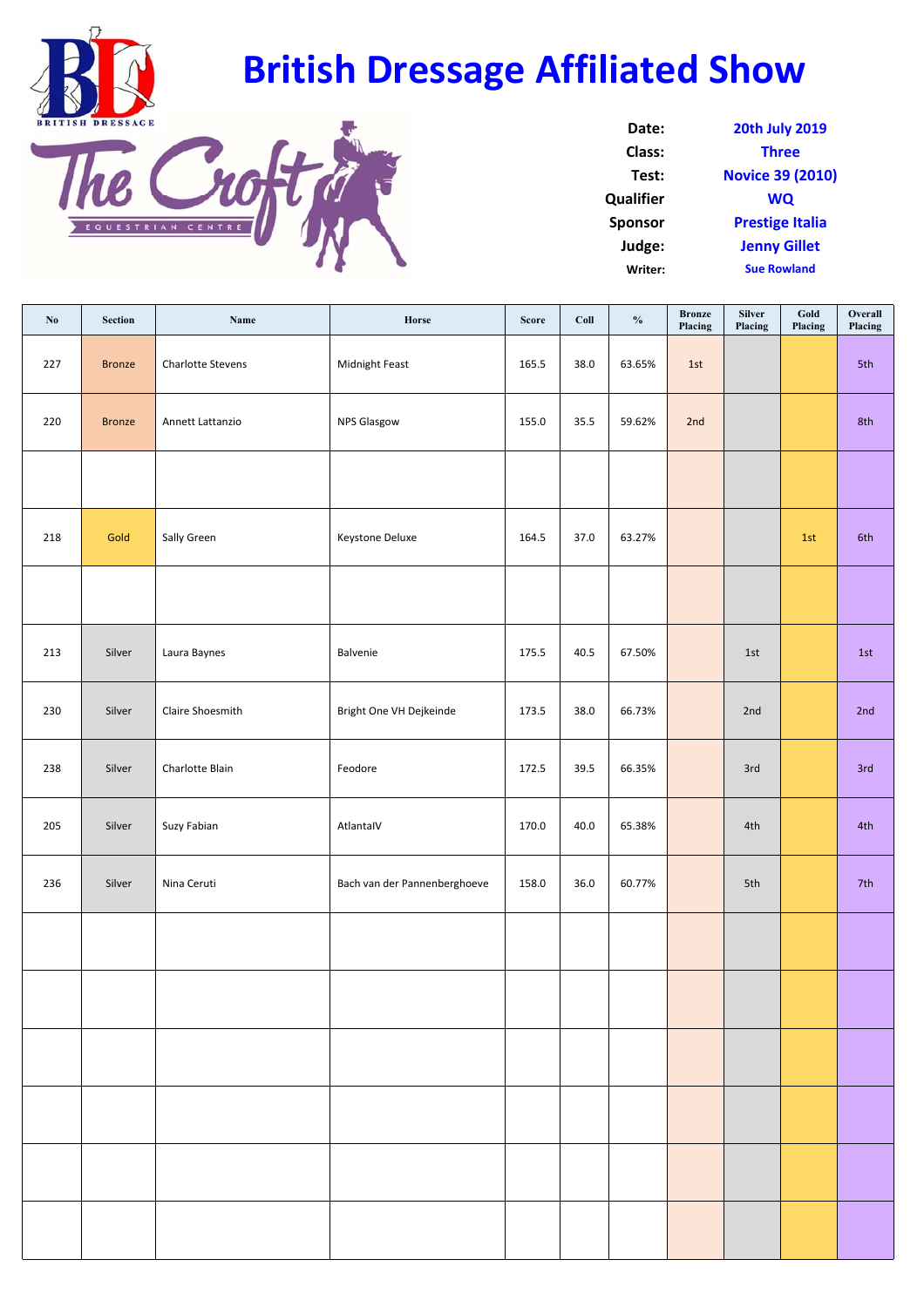# British Dressage Affiliated Show

| | |
|---|---|
| **Date:** | **20th July 2019** |
| **Class:** | **Three** |
| **Test:** | **Novice 39 (2010)** |
| **Qualifier** | **WQ** |
| **Sponsor** | **Prestige Italia** |
| **Judge:** | **Jenny Gillet** |
| **Writer:** | **Sue Rowland** |

| No | Section | Name | Horse | Score | Coll | % | Bronze Placing | Silver Placing | Gold Placing | Overall Placing |
|---|---|---|---|---|---|---|---|---|---|---|
| 227 | Bronze | Charlotte Stevens | Midnight Feast | 165.5 | 38.0 | 63.65% | 1st | | | 5th |
| 220 | Bronze | Annett Lattanzio | NPS Glasgow | 155.0 | 35.5 | 59.62% | 2nd | | | 8th |
| | | | | | | | | | | |
| 218 | Gold | Sally Green | Keystone Deluxe | 164.5 | 37.0 | 63.27% | | | 1st | 6th |
| | | | | | | | | | | |
| 213 | Silver | Laura Baynes | Balvenie | 175.5 | 40.5 | 67.50% | | 1st | | 1st |
| 230 | Silver | Claire Shoesmith | Bright One VH Dejkeinde | 173.5 | 38.0 | 66.73% | | 2nd | | 2nd |
| 238 | Silver | Charlotte Blain | Feodore | 172.5 | 39.5 | 66.35% | | 3rd | | 3rd |
| 205 | Silver | Suzy Fabian | AtlantaIV | 170.0 | 40.0 | 65.38% | | 4th | | 4th |
| 236 | Silver | Nina Ceruti | Bach van der Pannenberghoeve | 158.0 | 36.0 | 60.77% | | 5th | | 7th |
| | | | | | | | | | | |
| | | | | | | | | | | |
| | | | | | | | | | | |
| | | | | | | | | | | |
| | | | | | | | | | | |
| | | | | | | | | | | |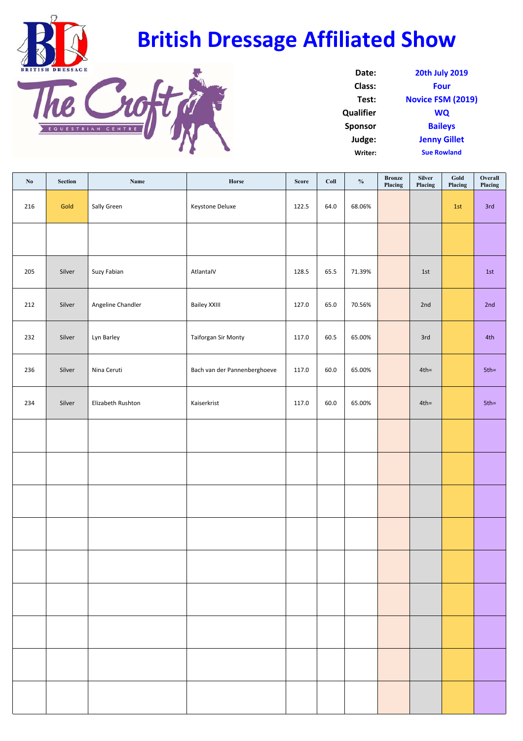# British Dressage Affiliated Show

| | |
|---|---|
| **Date:** | **20th July 2019** |
| **Class:** | **Four** |
| **Test:** | **Novice FSM (2019)** |
| **Qualifier** | **WQ** |
| **Sponsor** | **Baileys** |
| **Judge:** | **Jenny Gillet** |
| **Writer:** | **Sue Rowland** |

| No | Section | Name | Horse | Score | Coll | % | Bronze Placing | Silver Placing | Gold Placing | Overall Placing |
|---|---|---|---|---|---|---|---|---|---|---|
| 216 | Gold | Sally Green | Keystone Deluxe | 122.5 | 64.0 | 68.06% | | | 1st | 3rd |
| | | | | | | | | | | |
| 205 | Silver | Suzy Fabian | AtlantaIV | 128.5 | 65.5 | 71.39% | | 1st | | 1st |
| 212 | Silver | Angeline Chandler | Bailey XXIII | 127.0 | 65.0 | 70.56% | | 2nd | | 2nd |
| 232 | Silver | Lyn Barley | Taiforgan Sir Monty | 117.0 | 60.5 | 65.00% | | 3rd | | 4th |
| 236 | Silver | Nina Ceruti | Bach van der Pannenberghoeve | 117.0 | 60.0 | 65.00% | | 4th= | | 5th= |
| 234 | Silver | Elizabeth Rushton | Kaiserkrist | 117.0 | 60.0 | 65.00% | | 4th= | | 5th= |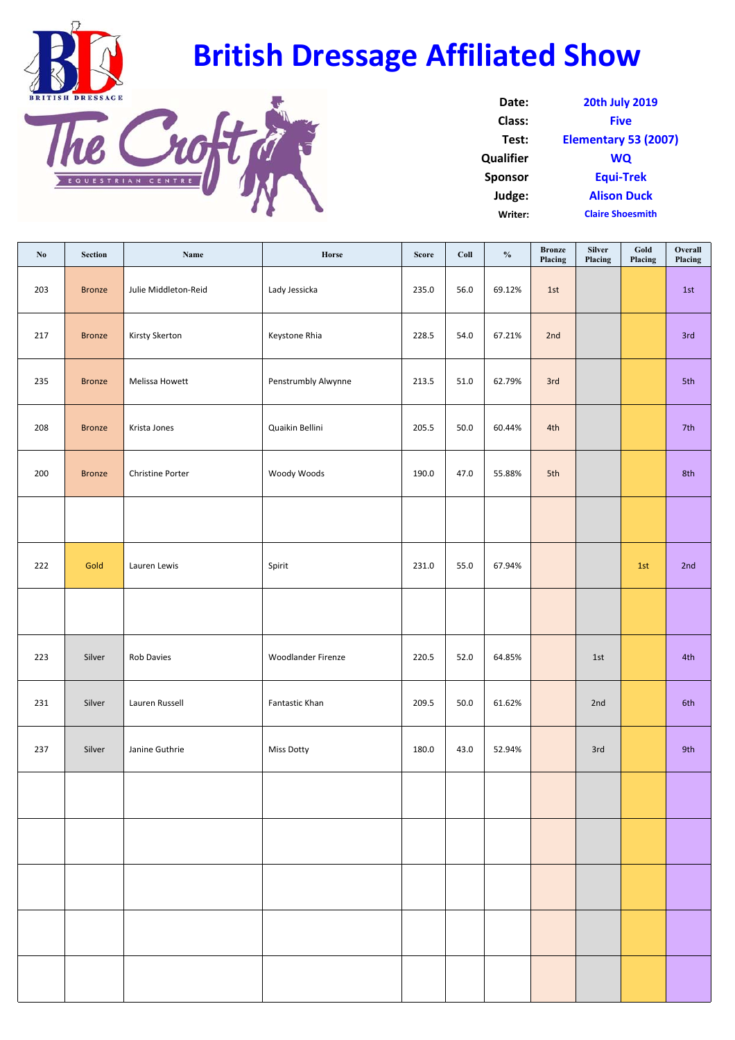# British Dressage Affiliated Show

| | |
|---|---|
| **Date:** | **20th July 2019** |
| **Class:** | **Five** |
| **Test:** | **Elementary 53 (2007)** |
| **Qualifier** | **WQ** |
| **Sponsor** | **Equi-Trek** |
| **Judge:** | **Alison Duck** |
| **Writer:** | **Claire Shoesmith** |

| No | Section | Name | Horse | Score | Coll | % | Bronze Placing | Silver Placing | Gold Placing | Overall Placing |
|---|---|---|---|---|---|---|---|---|---|---|
| 203 | Bronze | Julie Middleton-Reid | Lady Jessicka | 235.0 | 56.0 | 69.12% | 1st | | | 1st |
| 217 | Bronze | Kirsty Skerton | Keystone Rhia | 228.5 | 54.0 | 67.21% | 2nd | | | 3rd |
| 235 | Bronze | Melissa Howett | Penstrumbly Alwynne | 213.5 | 51.0 | 62.79% | 3rd | | | 5th |
| 208 | Bronze | Krista Jones | Quaikin Bellini | 205.5 | 50.0 | 60.44% | 4th | | | 7th |
| 200 | Bronze | Christine Porter | Woody Woods | 190.0 | 47.0 | 55.88% | 5th | | | 8th |
| | | | | | | | | | | |
| 222 | Gold | Lauren Lewis | Spirit | 231.0 | 55.0 | 67.94% | | | 1st | 2nd |
| | | | | | | | | | | |
| 223 | Silver | Rob Davies | Woodlander Firenze | 220.5 | 52.0 | 64.85% | | 1st | | 4th |
| 231 | Silver | Lauren Russell | Fantastic Khan | 209.5 | 50.0 | 61.62% | | 2nd | | 6th |
| 237 | Silver | Janine Guthrie | Miss Dotty | 180.0 | 43.0 | 52.94% | | 3rd | | 9th |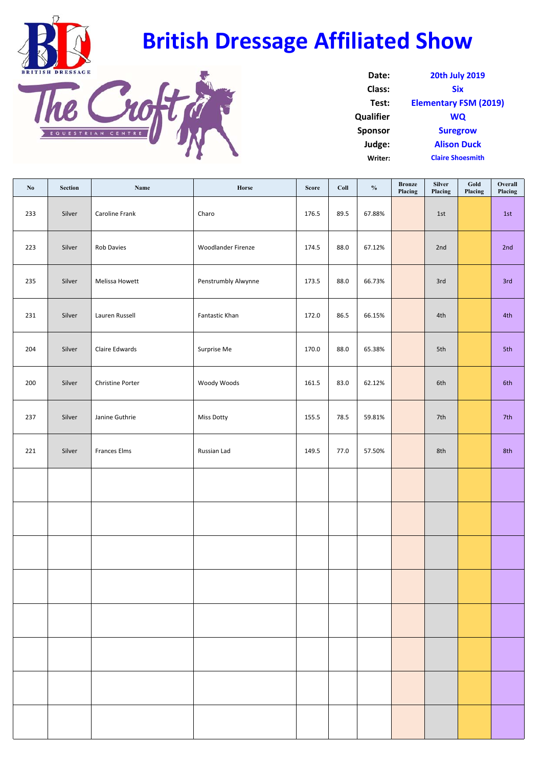# British Dressage Affiliated Show

**Date:** 20th July 2019
**Class:** Six
**Test:** Elementary FSM (2019)
**Qualifier** WQ
**Sponsor** Suregrow
**Judge:** Alison Duck
**Writer:** Claire Shoesmith

| No | Section | Name | Horse | Score | Coll | % | Bronze Placing | Silver Placing | Gold Placing | Overall Placing |
|---|---|---|---|---|---|---|---|---|---|---|
| 233 | Silver | Caroline Frank | Charo | 176.5 | 89.5 | 67.88% | | 1st | | 1st |
| 223 | Silver | Rob Davies | Woodlander Firenze | 174.5 | 88.0 | 67.12% | | 2nd | | 2nd |
| 235 | Silver | Melissa Howett | Penstrumbly Alwynne | 173.5 | 88.0 | 66.73% | | 3rd | | 3rd |
| 231 | Silver | Lauren Russell | Fantastic Khan | 172.0 | 86.5 | 66.15% | | 4th | | 4th |
| 204 | Silver | Claire Edwards | Surprise Me | 170.0 | 88.0 | 65.38% | | 5th | | 5th |
| 200 | Silver | Christine Porter | Woody Woods | 161.5 | 83.0 | 62.12% | | 6th | | 6th |
| 237 | Silver | Janine Guthrie | Miss Dotty | 155.5 | 78.5 | 59.81% | | 7th | | 7th |
| 221 | Silver | Frances Elms | Russian Lad | 149.5 | 77.0 | 57.50% | | 8th | | 8th |
| | | | | | | | | | | |
| | | | | | | | | | | |
| | | | | | | | | | | |
| | | | | | | | | | | |
| | | | | | | | | | | |
| | | | | | | | | | | |
| | | | | | | | | | | |
| | | | | | | | | | | |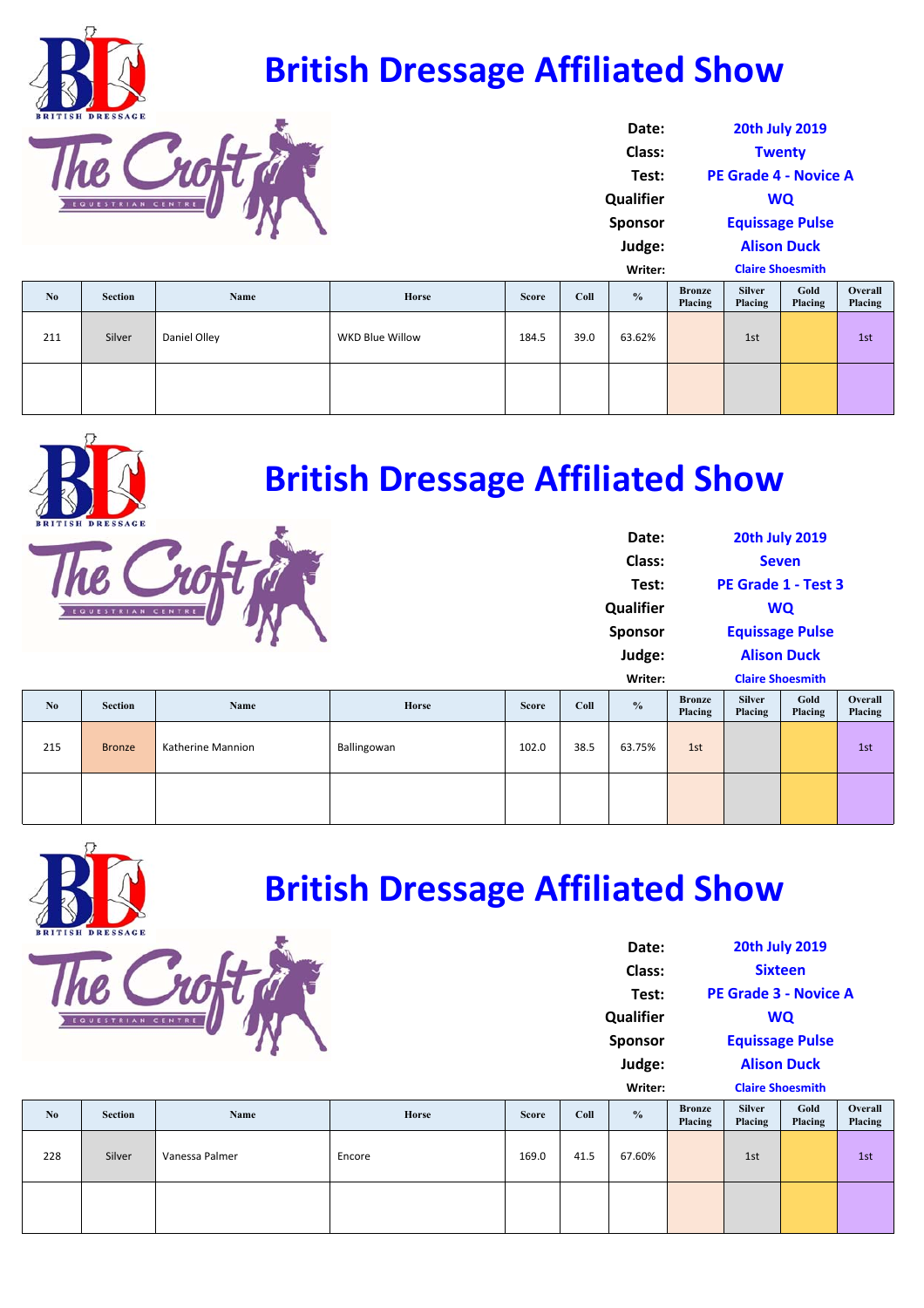# British Dressage Affiliated Show

| | |
|---|---|
| **Date:** | **20th July 2019** |
| **Class:** | **Twenty** |
| **Test:** | **PE Grade 4 - Novice A** |
| **Qualifier** | **WQ** |
| **Sponsor** | **Equissage Pulse** |
| **Judge:** | **Alison Duck** |
| **Writer:** | **Claire Shoesmith** |

| No | Section | Name | Horse | Score | Coll | % | Bronze Placing | Silver Placing | Gold Placing | Overall Placing |
|---|---|---|---|---|---|---|---|---|---|---|
| 211 | Silver | Daniel Olley | WKD Blue Willow | 184.5 | 39.0 | 63.62% | | 1st | | 1st |
| | | | | | | | | | | |

# British Dressage Affiliated Show

| | |
|---|---|
| **Date:** | **20th July 2019** |
| **Class:** | **Seven** |
| **Test:** | **PE Grade 1 - Test 3** |
| **Qualifier** | **WQ** |
| **Sponsor** | **Equissage Pulse** |
| **Judge:** | **Alison Duck** |
| **Writer:** | **Claire Shoesmith** |

| No | Section | Name | Horse | Score | Coll | % | Bronze Placing | Silver Placing | Gold Placing | Overall Placing |
|---|---|---|---|---|---|---|---|---|---|---|
| 215 | Bronze | Katherine Mannion | Ballingowan | 102.0 | 38.5 | 63.75% | 1st | | | 1st |
| | | | | | | | | | | |

# British Dressage Affiliated Show

| | |
|---|---|
| **Date:** | **20th July 2019** |
| **Class:** | **Sixteen** |
| **Test:** | **PE Grade 3 - Novice A** |
| **Qualifier** | **WQ** |
| **Sponsor** | **Equissage Pulse** |
| **Judge:** | **Alison Duck** |
| **Writer:** | **Claire Shoesmith** |

| No | Section | Name | Horse | Score | Coll | % | Bronze Placing | Silver Placing | Gold Placing | Overall Placing |
|---|---|---|---|---|---|---|---|---|---|---|
| 228 | Silver | Vanessa Palmer | Encore | 169.0 | 41.5 | 67.60% | | 1st | | 1st |
| | | | | | | | | | | |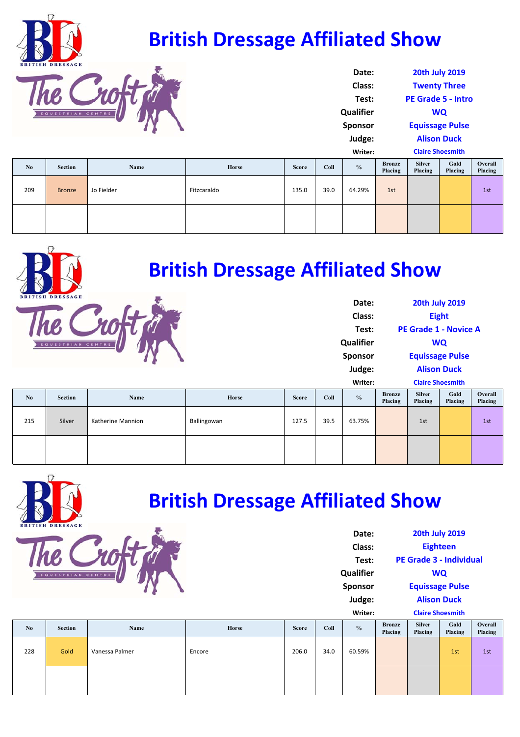# British Dressage Affiliated Show

| | |
|---|---|
| **Date:** | 20th July 2019 |
| **Class:** | Twenty Three |
| **Test:** | PE Grade 5 - Intro |
| **Qualifier** | WQ |
| **Sponsor** | Equissage Pulse |
| **Judge:** | Alison Duck |
| **Writer:** | Claire Shoesmith |

| No | Section | Name | Horse | Score | Coll | % | Bronze Placing | Silver Placing | Gold Placing | Overall Placing |
|---|---|---|---|---|---|---|---|---|---|---|
| 209 | Bronze | Jo Fielder | Fitzcaraldo | 135.0 | 39.0 | 64.29% | 1st | | | 1st |
| | | | | | | | | | | |

# British Dressage Affiliated Show

| | |
|---|---|
| **Date:** | 20th July 2019 |
| **Class:** | Eight |
| **Test:** | PE Grade 1 - Novice A |
| **Qualifier** | WQ |
| **Sponsor** | Equissage Pulse |
| **Judge:** | Alison Duck |
| **Writer:** | Claire Shoesmith |

| No | Section | Name | Horse | Score | Coll | % | Bronze Placing | Silver Placing | Gold Placing | Overall Placing |
|---|---|---|---|---|---|---|---|---|---|---|
| 215 | Silver | Katherine Mannion | Ballingowan | 127.5 | 39.5 | 63.75% | | 1st | | 1st |
| | | | | | | | | | | |

# British Dressage Affiliated Show

| | |
|---|---|
| **Date:** | 20th July 2019 |
| **Class:** | Eighteen |
| **Test:** | PE Grade 3 - Individual |
| **Qualifier** | WQ |
| **Sponsor** | Equissage Pulse |
| **Judge:** | Alison Duck |
| **Writer:** | Claire Shoesmith |

| No | Section | Name | Horse | Score | Coll | % | Bronze Placing | Silver Placing | Gold Placing | Overall Placing |
|---|---|---|---|---|---|---|---|---|---|---|
| 228 | Gold | Vanessa Palmer | Encore | 206.0 | 34.0 | 60.59% | | | 1st | 1st |
| | | | | | | | | | | |